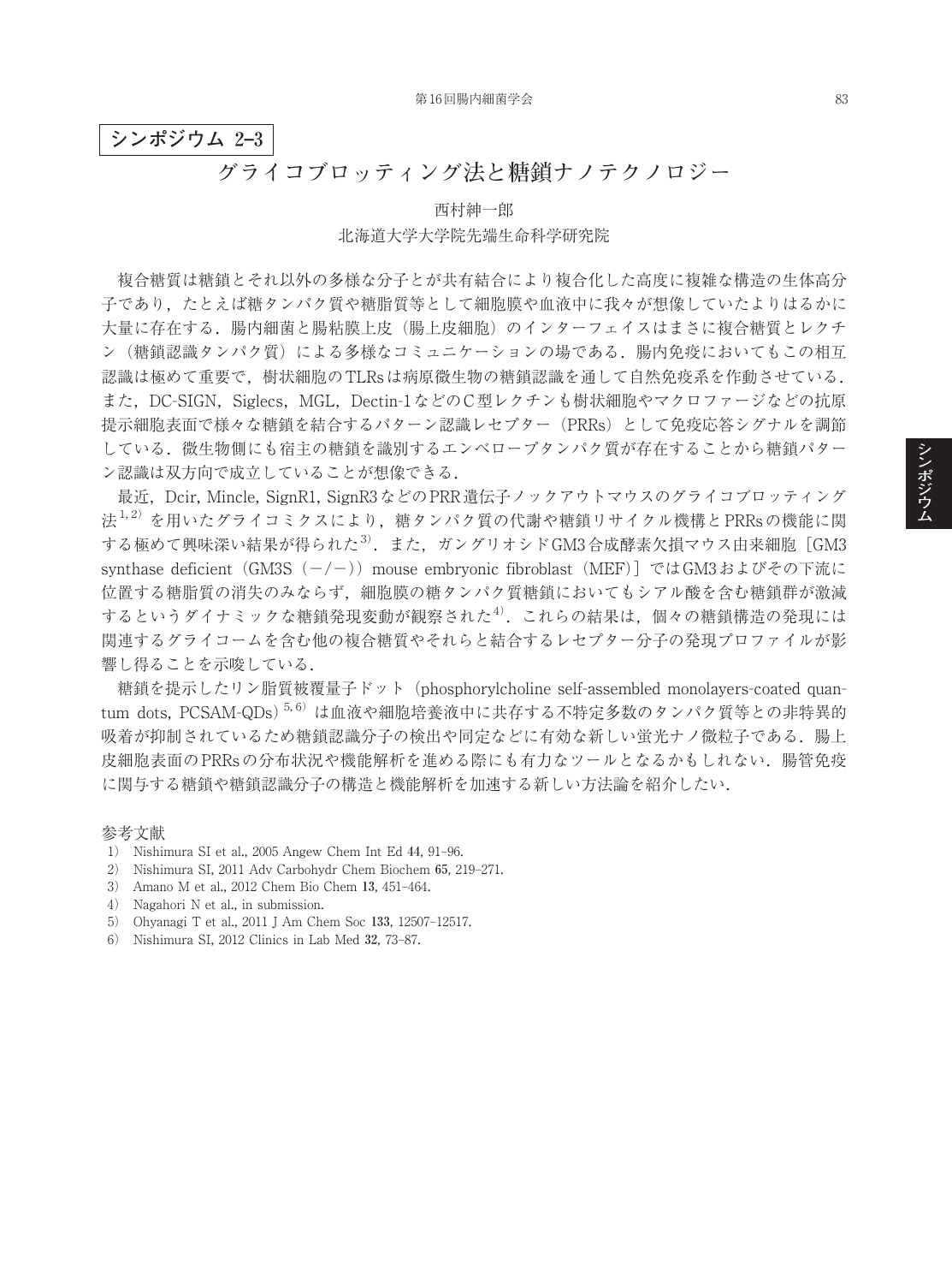**シンポジウム 2–3**

# グライコブロッティング法と糖鎖ナノテクノロジー

西村紳一郎

北海道大学大学院先端生命科学研究院

複合糖質は糖鎖とそれ以外の多様な分子とが共有結合により複合化した高度に複雑な構造の生体高分子であり，たとえば糖タンパク質や糖脂質等として細胞膜や血液中に我々が想像していたよりはるかに大量に存在する．腸内細菌と腸粘膜上皮（腸上皮細胞）のインターフェイスはまさに複合糖質とレクチン（糖鎖認識タンパク質）による多様なコミュニケーションの場である．腸内免疫においてもこの相互認識は極めて重要で，樹状細胞のTLRsは病原微生物の糖鎖認識を通して自然免疫系を作動させている．また，DC-SIGN，Siglecs，MGL，Dectin-1などのC型レクチンも樹状細胞やマクロファージなどの抗原提示細胞表面で様々な糖鎖を結合するパターン認識レセプター（PRRs）として免疫応答シグナルを調節している．微生物側にも宿主の糖鎖を識別するエンベロープタンパク質が存在することから糖鎖パターン認識は双方向で成立していることが想像できる．

最近，Dcir, Mincle, SignR1, SignR3などのPRR遺伝子ノックアウトマウスのグライコブロッティング法[1,2]を用いたグライコミクスにより，糖タンパク質の代謝や糖鎖リサイクル機構とPRRsの機能に関する極めて興味深い結果が得られた[3]．また，ガングリオシドGM3合成酵素欠損マウス由来細胞［GM3 synthase deficient（GM3S（−/−））mouse embryonic fibroblast（MEF）］ではGM3およびその下流に位置する糖脂質の消失のみならず，細胞膜の糖タンパク質糖鎖においてもシアル酸を含む糖鎖群が激減するというダイナミックな糖鎖発現変動が観察された[4]．これらの結果は，個々の糖鎖構造の発現には関連するグライコームを含む他の複合糖質やそれらと結合するレセプター分子の発現プロファイルが影響し得ることを示唆している．

糖鎖を提示したリン脂質被覆量子ドット（phosphorylcholine self-assembled monolayers-coated quantum dots, PCSAM-QDs）[5,6]は血液や細胞培養液中に共存する不特定多数のタンパク質等との非特異的吸着が抑制されているため糖鎖認識分子の検出や同定などに有効な新しい蛍光ナノ微粒子である．腸上皮細胞表面のPRRsの分布状況や機能解析を進める際にも有力なツールとなるかもしれない．腸管免疫に関与する糖鎖や糖鎖認識分子の構造と機能解析を加速する新しい方法論を紹介したい．

参考文献

1) Nishimura SI et al., 2005 Angew Chem Int Ed **44**, 91–96.
2) Nishimura SI, 2011 Adv Carbohydr Chem Biochem **65**, 219–271.
3) Amano M et al., 2012 Chem Bio Chem **13**, 451–464.
4) Nagahori N et al., in submission.
5) Ohyanagi T et al., 2011 J Am Chem Soc **133**, 12507–12517.
6) Nishimura SI, 2012 Clinics in Lab Med **32**, 73–87.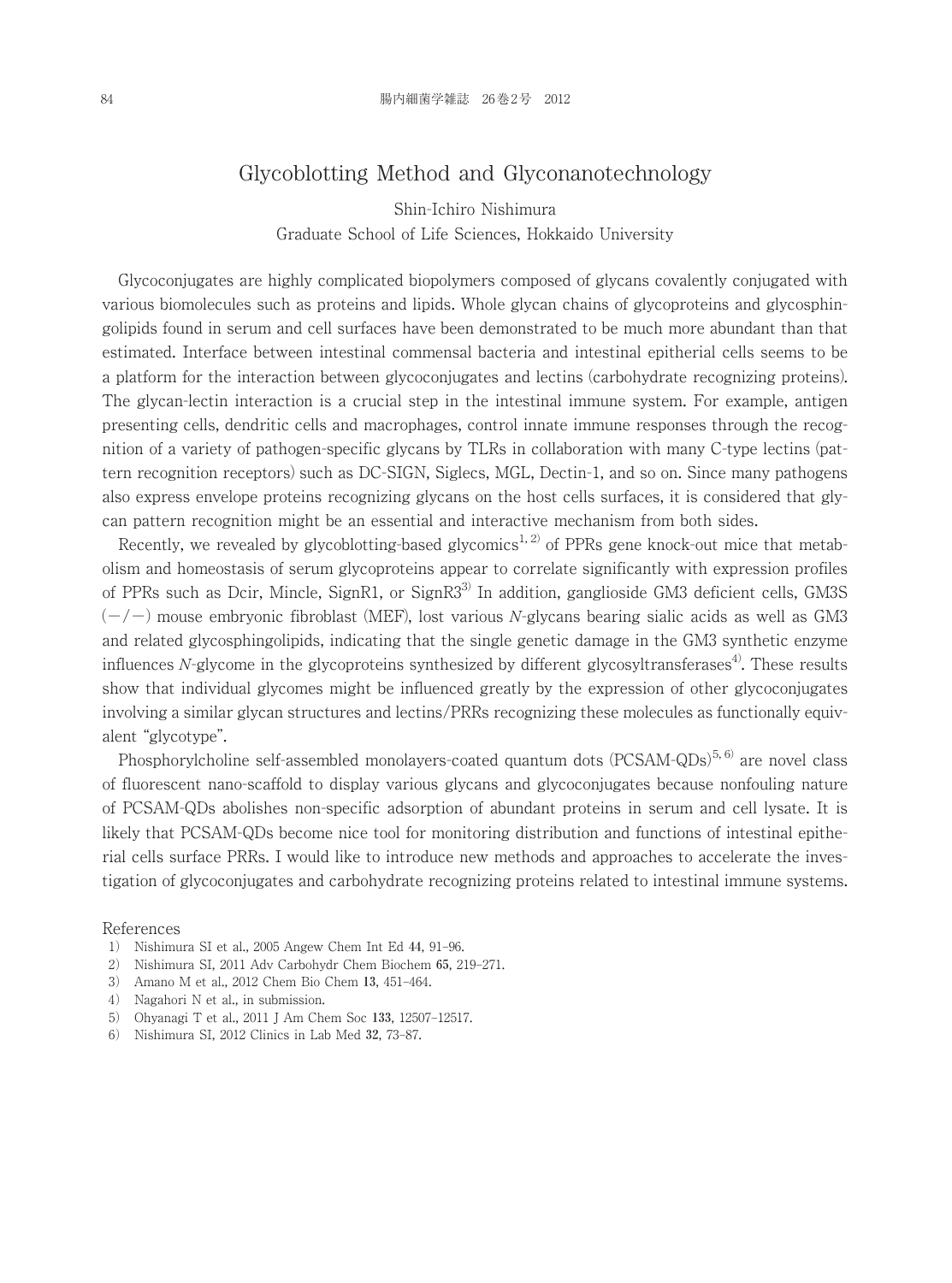# Glycoblotting Method and Glyconanotechnology

Shin-Ichiro Nishimura

Graduate School of Life Sciences, Hokkaido University

Glycoconjugates are highly complicated biopolymers composed of glycans covalently conjugated with various biomolecules such as proteins and lipids. Whole glycan chains of glycoproteins and glycosphingolipids found in serum and cell surfaces have been demonstrated to be much more abundant than that estimated. Interface between intestinal commensal bacteria and intestinal epitherial cells seems to be a platform for the interaction between glycoconjugates and lectins (carbohydrate recognizing proteins). The glycan-lectin interaction is a crucial step in the intestinal immune system. For example, antigen presenting cells, dendritic cells and macrophages, control innate immune responses through the recognition of a variety of pathogen-specific glycans by TLRs in collaboration with many C-type lectins (pattern recognition receptors) such as DC-SIGN, Siglecs, MGL, Dectin-1, and so on. Since many pathogens also express envelope proteins recognizing glycans on the host cells surfaces, it is considered that glycan pattern recognition might be an essential and interactive mechanism from both sides.

Recently, we revealed by glycoblotting-based glycomics[1,2] of PPRs gene knock-out mice that metabolism and homeostasis of serum glycoproteins appear to correlate significantly with expression profiles of PPRs such as Dcir, Mincle, SignR1, or SignR3[3] In addition, ganglioside GM3 deficient cells, GM3S (−/−) mouse embryonic fibroblast (MEF), lost various *N*-glycans bearing sialic acids as well as GM3 and related glycosphingolipids, indicating that the single genetic damage in the GM3 synthetic enzyme influences *N*-glycome in the glycoproteins synthesized by different glycosyltransferases[4]. These results show that individual glycomes might be influenced greatly by the expression of other glycoconjugates involving a similar glycan structures and lectins/PRRs recognizing these molecules as functionally equivalent "glycotype".

Phosphorylcholine self-assembled monolayers-coated quantum dots (PCSAM-QDs)[5,6] are novel class of fluorescent nano-scaffold to display various glycans and glycoconjugates because nonfouling nature of PCSAM-QDs abolishes non-specific adsorption of abundant proteins in serum and cell lysate. It is likely that PCSAM-QDs become nice tool for monitoring distribution and functions of intestinal epitherial cells surface PRRs. I would like to introduce new methods and approaches to accelerate the investigation of glycoconjugates and carbohydrate recognizing proteins related to intestinal immune systems.

References

1) Nishimura SI et al., 2005 Angew Chem Int Ed **44**, 91–96.
2) Nishimura SI, 2011 Adv Carbohydr Chem Biochem **65**, 219–271.
3) Amano M et al., 2012 Chem Bio Chem **13**, 451–464.
4) Nagahori N et al., in submission.
5) Ohyanagi T et al., 2011 J Am Chem Soc **133**, 12507–12517.
6) Nishimura SI, 2012 Clinics in Lab Med **32**, 73–87.